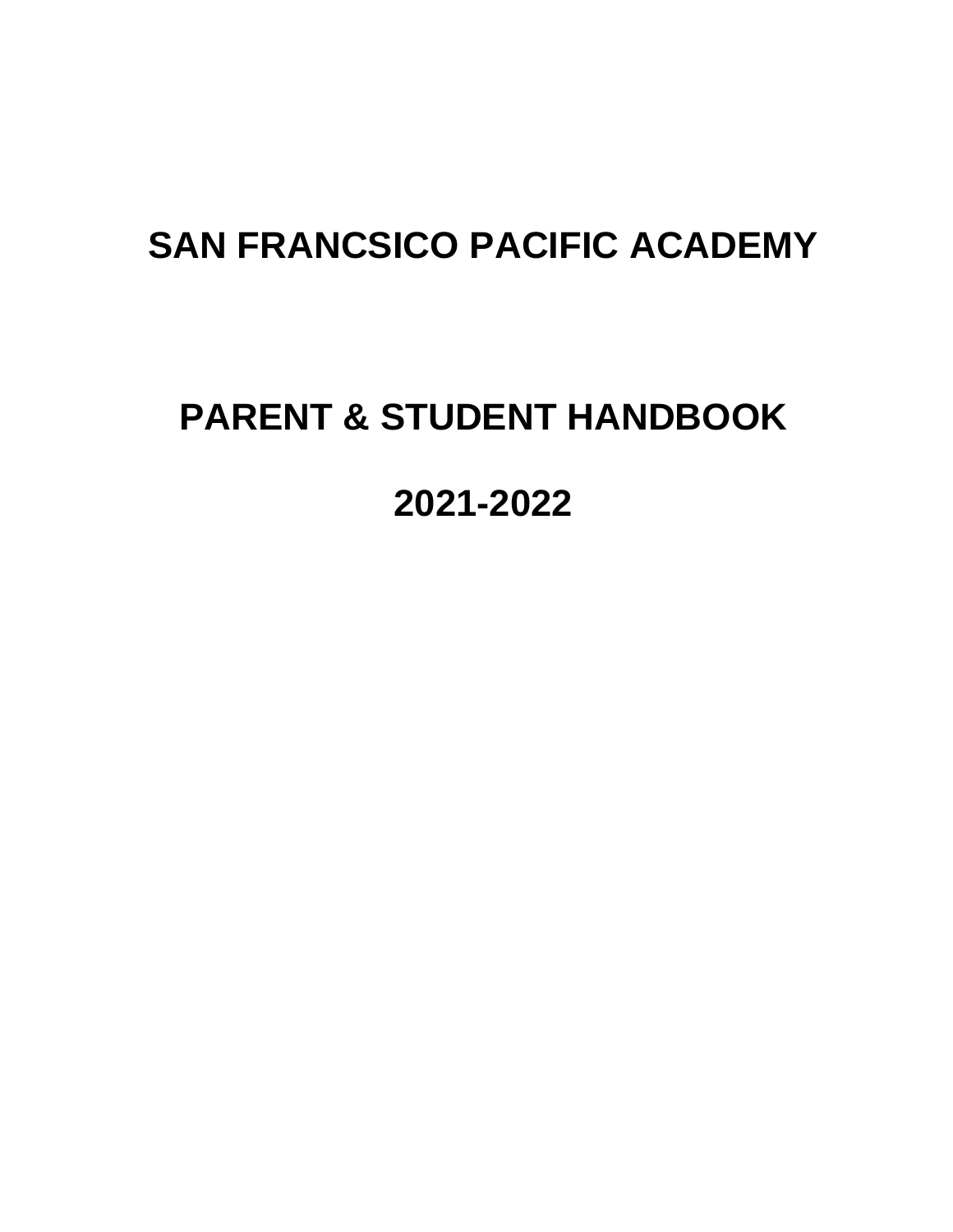# SAN FRANCSICO PACIFIC ACADEMY

# PARENT & STUDENT HANDBOOK

# 2021-2022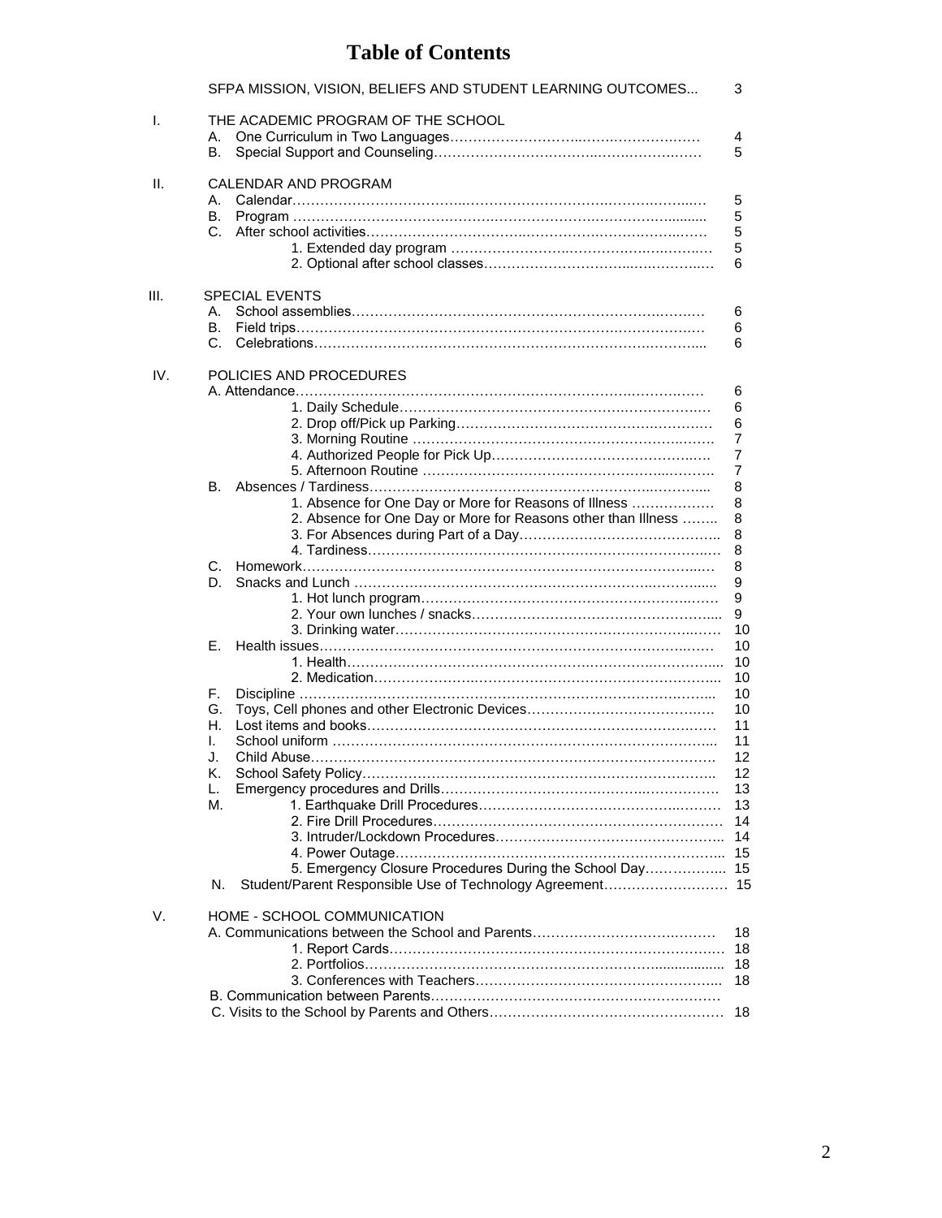# Table of Contents

| | | |
|---|---|---|
| | SFPA MISSION, VISION, BELIEFS AND STUDENT LEARNING OUTCOMES... | 3 |
| I. | THE ACADEMIC PROGRAM OF THE SCHOOL | |
| | A. One Curriculum in Two Languages | 4 |
| | B. Special Support and Counseling | 5 |
| II. | CALENDAR AND PROGRAM | |
| | A. Calendar | 5 |
| | B. Program | 5 |
| | C. After school activities | 5 |
| | 1. Extended day program | 5 |
| | 2. Optional after school classes | 6 |
| III. | SPECIAL EVENTS | |
| | A. School assemblies | 6 |
| | B. Field trips | 6 |
| | C. Celebrations | 6 |
| IV. | POLICIES AND PROCEDURES | |
| | A. Attendance | 6 |
| | 1. Daily Schedule | 6 |
| | 2. Drop off/Pick up Parking | 6 |
| | 3. Morning Routine | 7 |
| | 4. Authorized People for Pick Up | 7 |
| | 5. Afternoon Routine | 7 |
| | B. Absences / Tardiness | 8 |
| | 1. Absence for One Day or More for Reasons of Illness | 8 |
| | 2. Absence for One Day or More for Reasons other than Illness | 8 |
| | 3. For Absences during Part of a Day | 8 |
| | 4. Tardiness | 8 |
| | C. Homework | 8 |
| | D. Snacks and Lunch | 9 |
| | 1. Hot lunch program | 9 |
| | 2. Your own lunches / snacks | 9 |
| | 3. Drinking water | 10 |
| | E. Health issues | 10 |
| | 1. Health | 10 |
| | 2. Medication | 10 |
| | F. Discipline | 10 |
| | G. Toys, Cell phones and other Electronic Devices | 10 |
| | H. Lost items and books | 11 |
| | I. School uniform | 11 |
| | J. Child Abuse | 12 |
| | K. School Safety Policy | 12 |
| | L. Emergency procedures and Drills | 13 |
| | M. 1. Earthquake Drill Procedures | 13 |
| | 2. Fire Drill Procedures | 14 |
| | 3. Intruder/Lockdown Procedures | 14 |
| | 4. Power Outage | 15 |
| | 5. Emergency Closure Procedures During the School Day | 15 |
| | N. Student/Parent Responsible Use of Technology Agreement | 15 |
| V. | HOME - SCHOOL COMMUNICATION | |
| | A. Communications between the School and Parents | 18 |
| | 1. Report Cards | 18 |
| | 2. Portfolios | 18 |
| | 3. Conferences with Teachers | 18 |
| | B. Communication between Parents | |
| | C. Visits to the School by Parents and Others | 18 |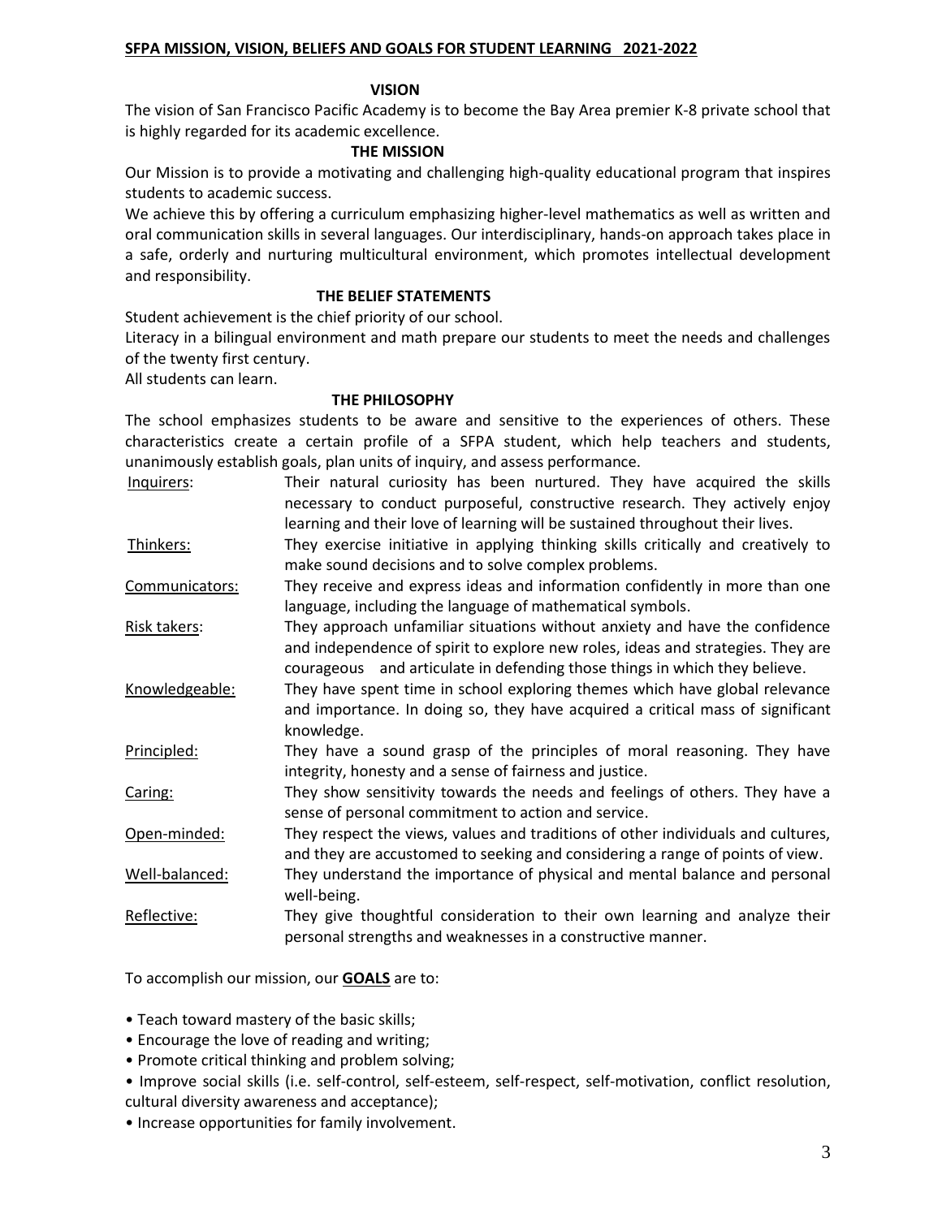# SFPA MISSION, VISION, BELIEFS AND GOALS FOR STUDENT LEARNING 2021-2022

## VISION

The vision of San Francisco Pacific Academy is to become the Bay Area premier K-8 private school that is highly regarded for its academic excellence.

## THE MISSION

Our Mission is to provide a motivating and challenging high-quality educational program that inspires students to academic success.

We achieve this by offering a curriculum emphasizing higher-level mathematics as well as written and oral communication skills in several languages. Our interdisciplinary, hands-on approach takes place in a safe, orderly and nurturing multicultural environment, which promotes intellectual development and responsibility.

## THE BELIEF STATEMENTS

Student achievement is the chief priority of our school.

Literacy in a bilingual environment and math prepare our students to meet the needs and challenges of the twenty first century.

All students can learn.

## THE PHILOSOPHY

The school emphasizes students to be aware and sensitive to the experiences of others. These characteristics create a certain profile of a SFPA student, which help teachers and students, unanimously establish goals, plan units of inquiry, and assess performance.

<u>Inquirers</u>: Their natural curiosity has been nurtured. They have acquired the skills necessary to conduct purposeful, constructive research. They actively enjoy learning and their love of learning will be sustained throughout their lives.

<u>Thinkers:</u> They exercise initiative in applying thinking skills critically and creatively to make sound decisions and to solve complex problems.

<u>Communicators:</u> They receive and express ideas and information confidently in more than one language, including the language of mathematical symbols.

<u>Risk takers</u>: They approach unfamiliar situations without anxiety and have the confidence and independence of spirit to explore new roles, ideas and strategies. They are courageous and articulate in defending those things in which they believe.

<u>Knowledgeable:</u> They have spent time in school exploring themes which have global relevance and importance. In doing so, they have acquired a critical mass of significant knowledge.

<u>Principled:</u> They have a sound grasp of the principles of moral reasoning. They have integrity, honesty and a sense of fairness and justice.

<u>Caring:</u> They show sensitivity towards the needs and feelings of others. They have a sense of personal commitment to action and service.

<u>Open-minded:</u> They respect the views, values and traditions of other individuals and cultures, and they are accustomed to seeking and considering a range of points of view.

<u>Well-balanced:</u> They understand the importance of physical and mental balance and personal well-being.

<u>Reflective:</u> They give thoughtful consideration to their own learning and analyze their personal strengths and weaknesses in a constructive manner.

To accomplish our mission, our <u>**GOALS**</u> are to:

- Teach toward mastery of the basic skills;
- Encourage the love of reading and writing;
- Promote critical thinking and problem solving;
- Improve social skills (i.e. self-control, self-esteem, self-respect, self-motivation, conflict resolution, cultural diversity awareness and acceptance);
- Increase opportunities for family involvement.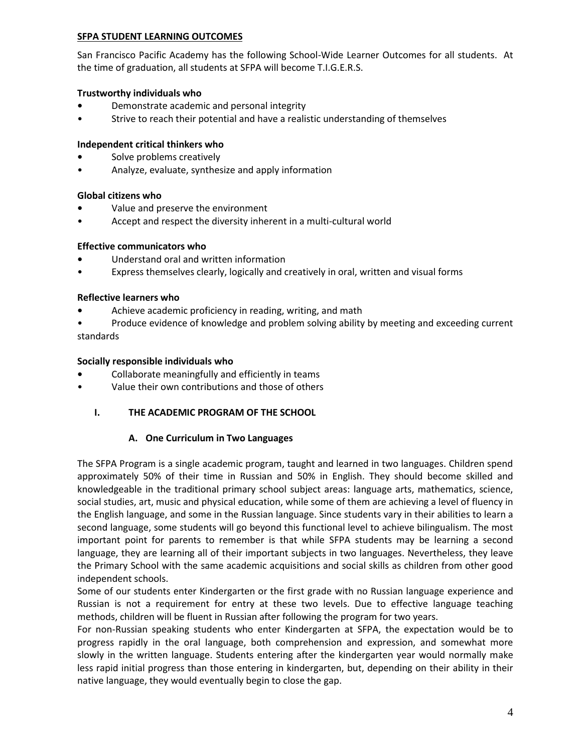## SFPA STUDENT LEARNING OUTCOMES

San Francisco Pacific Academy has the following School-Wide Learner Outcomes for all students. At the time of graduation, all students at SFPA will become T.I.G.E.R.S.

**Trustworthy individuals who**

- Demonstrate academic and personal integrity
- Strive to reach their potential and have a realistic understanding of themselves

**Independent critical thinkers who**

- Solve problems creatively
- Analyze, evaluate, synthesize and apply information

**Global citizens who**

- Value and preserve the environment
- Accept and respect the diversity inherent in a multi-cultural world

**Effective communicators who**

- Understand oral and written information
- Express themselves clearly, logically and creatively in oral, written and visual forms

**Reflective learners who**

- Achieve academic proficiency in reading, writing, and math
- Produce evidence of knowledge and problem solving ability by meeting and exceeding current standards

**Socially responsible individuals who**

- Collaborate meaningfully and efficiently in teams
- Value their own contributions and those of others

## I. THE ACADEMIC PROGRAM OF THE SCHOOL

### A. One Curriculum in Two Languages

The SFPA Program is a single academic program, taught and learned in two languages. Children spend approximately 50% of their time in Russian and 50% in English. They should become skilled and knowledgeable in the traditional primary school subject areas: language arts, mathematics, science, social studies, art, music and physical education, while some of them are achieving a level of fluency in the English language, and some in the Russian language. Since students vary in their abilities to learn a second language, some students will go beyond this functional level to achieve bilingualism. The most important point for parents to remember is that while SFPA students may be learning a second language, they are learning all of their important subjects in two languages. Nevertheless, they leave the Primary School with the same academic acquisitions and social skills as children from other good independent schools.

Some of our students enter Kindergarten or the first grade with no Russian language experience and Russian is not a requirement for entry at these two levels. Due to effective language teaching methods, children will be fluent in Russian after following the program for two years.

For non-Russian speaking students who enter Kindergarten at SFPA, the expectation would be to progress rapidly in the oral language, both comprehension and expression, and somewhat more slowly in the written language. Students entering after the kindergarten year would normally make less rapid initial progress than those entering in kindergarten, but, depending on their ability in their native language, they would eventually begin to close the gap.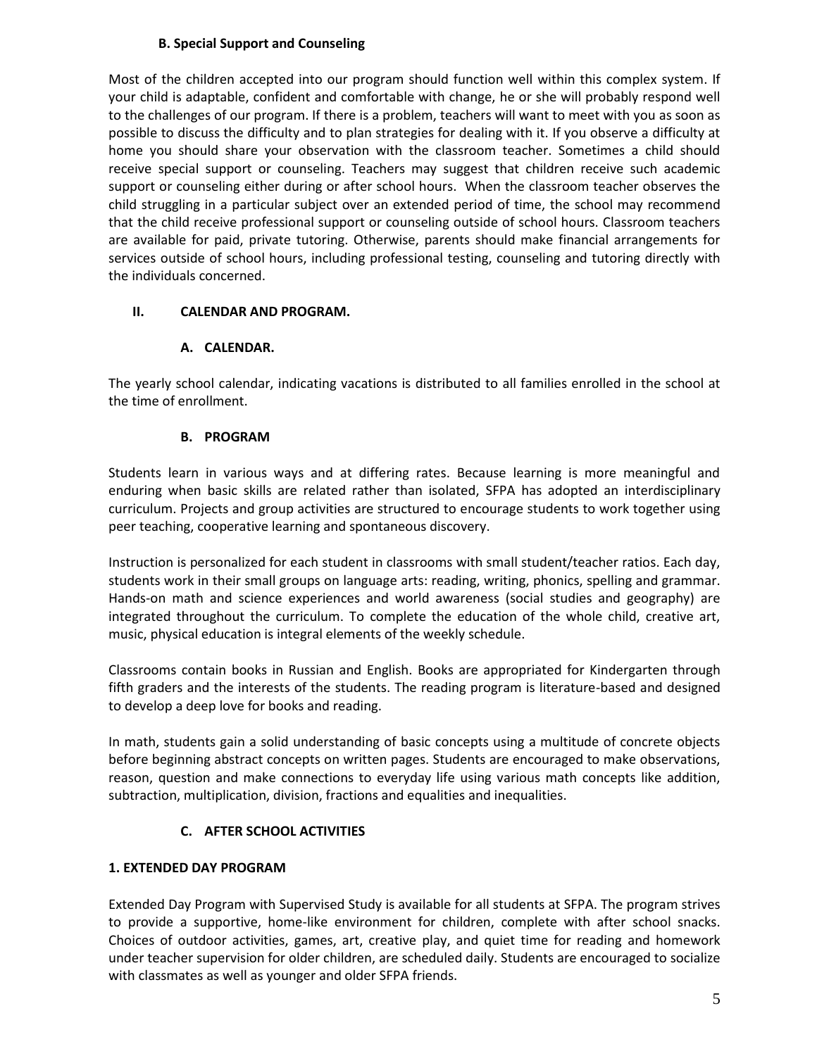### B. Special Support and Counseling

Most of the children accepted into our program should function well within this complex system. If your child is adaptable, confident and comfortable with change, he or she will probably respond well to the challenges of our program. If there is a problem, teachers will want to meet with you as soon as possible to discuss the difficulty and to plan strategies for dealing with it. If you observe a difficulty at home you should share your observation with the classroom teacher. Sometimes a child should receive special support or counseling. Teachers may suggest that children receive such academic support or counseling either during or after school hours. When the classroom teacher observes the child struggling in a particular subject over an extended period of time, the school may recommend that the child receive professional support or counseling outside of school hours. Classroom teachers are available for paid, private tutoring. Otherwise, parents should make financial arrangements for services outside of school hours, including professional testing, counseling and tutoring directly with the individuals concerned.

## II. CALENDAR AND PROGRAM.

### A. CALENDAR.

The yearly school calendar, indicating vacations is distributed to all families enrolled in the school at the time of enrollment.

### B. PROGRAM

Students learn in various ways and at differing rates. Because learning is more meaningful and enduring when basic skills are related rather than isolated, SFPA has adopted an interdisciplinary curriculum. Projects and group activities are structured to encourage students to work together using peer teaching, cooperative learning and spontaneous discovery.

Instruction is personalized for each student in classrooms with small student/teacher ratios. Each day, students work in their small groups on language arts: reading, writing, phonics, spelling and grammar. Hands-on math and science experiences and world awareness (social studies and geography) are integrated throughout the curriculum. To complete the education of the whole child, creative art, music, physical education is integral elements of the weekly schedule.

Classrooms contain books in Russian and English. Books are appropriated for Kindergarten through fifth graders and the interests of the students. The reading program is literature-based and designed to develop a deep love for books and reading.

In math, students gain a solid understanding of basic concepts using a multitude of concrete objects before beginning abstract concepts on written pages. Students are encouraged to make observations, reason, question and make connections to everyday life using various math concepts like addition, subtraction, multiplication, division, fractions and equalities and inequalities.

### C. AFTER SCHOOL ACTIVITIES

#### 1. EXTENDED DAY PROGRAM

Extended Day Program with Supervised Study is available for all students at SFPA. The program strives to provide a supportive, home-like environment for children, complete with after school snacks. Choices of outdoor activities, games, art, creative play, and quiet time for reading and homework under teacher supervision for older children, are scheduled daily. Students are encouraged to socialize with classmates as well as younger and older SFPA friends.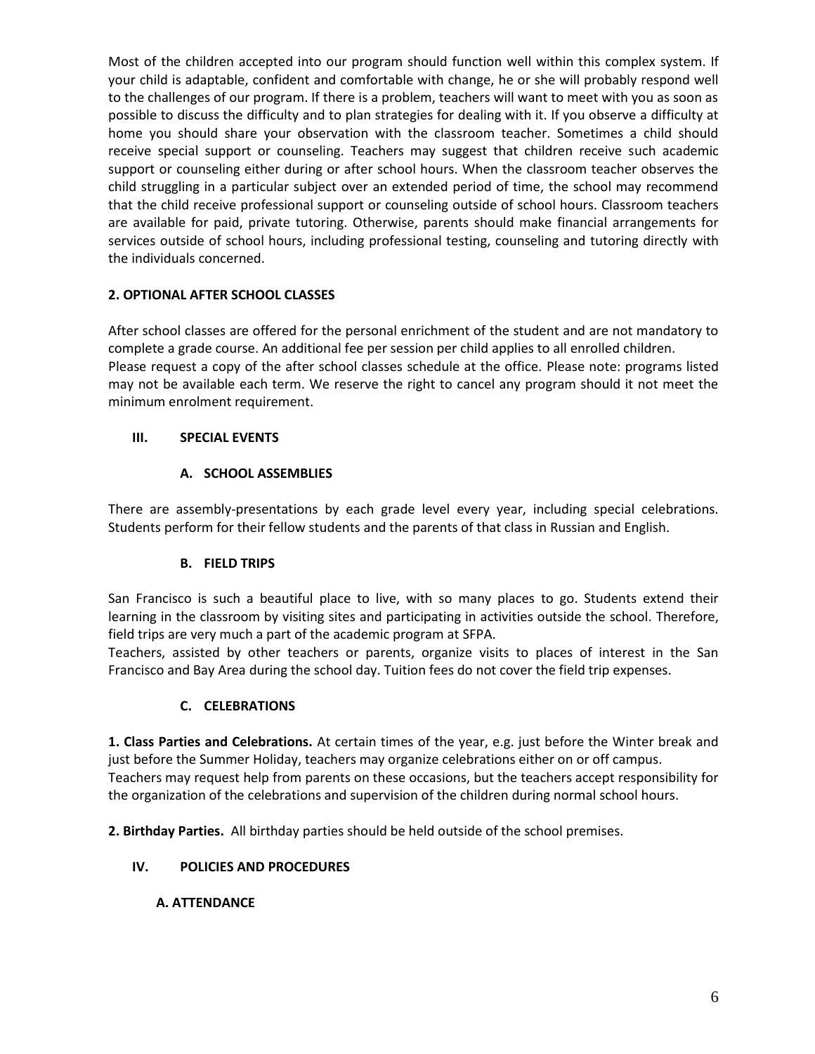Most of the children accepted into our program should function well within this complex system. If your child is adaptable, confident and comfortable with change, he or she will probably respond well to the challenges of our program. If there is a problem, teachers will want to meet with you as soon as possible to discuss the difficulty and to plan strategies for dealing with it. If you observe a difficulty at home you should share your observation with the classroom teacher. Sometimes a child should receive special support or counseling. Teachers may suggest that children receive such academic support or counseling either during or after school hours. When the classroom teacher observes the child struggling in a particular subject over an extended period of time, the school may recommend that the child receive professional support or counseling outside of school hours. Classroom teachers are available for paid, private tutoring. Otherwise, parents should make financial arrangements for services outside of school hours, including professional testing, counseling and tutoring directly with the individuals concerned.

#### 2. OPTIONAL AFTER SCHOOL CLASSES

After school classes are offered for the personal enrichment of the student and are not mandatory to complete a grade course. An additional fee per session per child applies to all enrolled children.
Please request a copy of the after school classes schedule at the office. Please note: programs listed may not be available each term. We reserve the right to cancel any program should it not meet the minimum enrolment requirement.

## III. SPECIAL EVENTS

### A. SCHOOL ASSEMBLIES

There are assembly-presentations by each grade level every year, including special celebrations. Students perform for their fellow students and the parents of that class in Russian and English.

### B. FIELD TRIPS

San Francisco is such a beautiful place to live, with so many places to go. Students extend their learning in the classroom by visiting sites and participating in activities outside the school. Therefore, field trips are very much a part of the academic program at SFPA.
Teachers, assisted by other teachers or parents, organize visits to places of interest in the San Francisco and Bay Area during the school day. Tuition fees do not cover the field trip expenses.

### C. CELEBRATIONS

**1. Class Parties and Celebrations.** At certain times of the year, e.g. just before the Winter break and just before the Summer Holiday, teachers may organize celebrations either on or off campus.
Teachers may request help from parents on these occasions, but the teachers accept responsibility for the organization of the celebrations and supervision of the children during normal school hours.

**2. Birthday Parties.** All birthday parties should be held outside of the school premises.

## IV. POLICIES AND PROCEDURES

### A. ATTENDANCE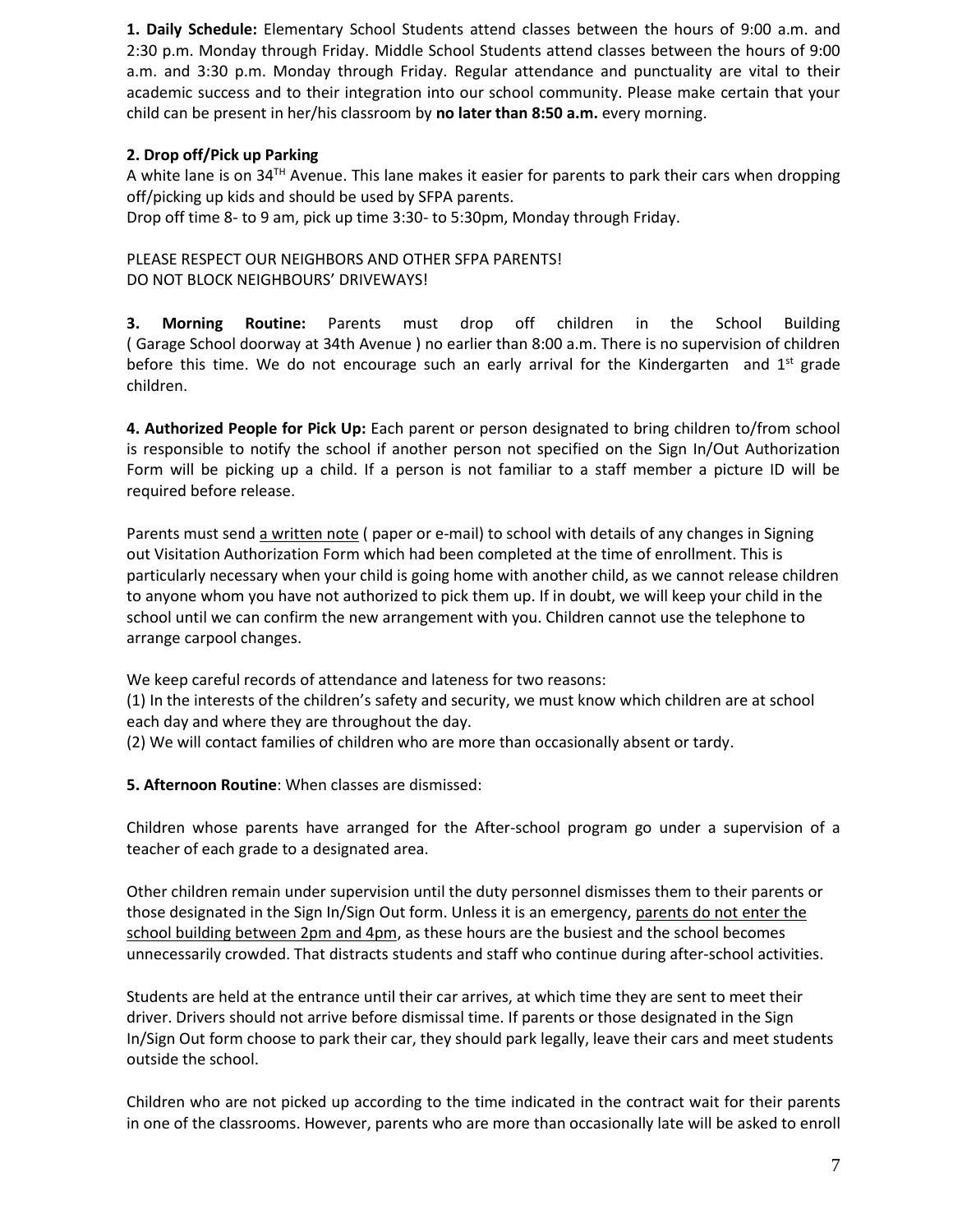**1. Daily Schedule:** Elementary School Students attend classes between the hours of 9:00 a.m. and 2:30 p.m. Monday through Friday. Middle School Students attend classes between the hours of 9:00 a.m. and 3:30 p.m. Monday through Friday. Regular attendance and punctuality are vital to their academic success and to their integration into our school community. Please make certain that your child can be present in her/his classroom by **no later than 8:50 a.m.** every morning.

**2. Drop off/Pick up Parking**

A white lane is on 34TH Avenue. This lane makes it easier for parents to park their cars when dropping off/picking up kids and should be used by SFPA parents.

Drop off time 8- to 9 am, pick up time 3:30- to 5:30pm, Monday through Friday.

PLEASE RESPECT OUR NEIGHBORS AND OTHER SFPA PARENTS!
DO NOT BLOCK NEIGHBOURS' DRIVEWAYS!

**3. Morning Routine:** Parents must drop off children in the School Building ( Garage School doorway at 34th Avenue ) no earlier than 8:00 a.m. There is no supervision of children before this time. We do not encourage such an early arrival for the Kindergarten and 1st grade children.

**4. Authorized People for Pick Up:** Each parent or person designated to bring children to/from school is responsible to notify the school if another person not specified on the Sign In/Out Authorization Form will be picking up a child. If a person is not familiar to a staff member a picture ID will be required before release.

Parents must send a written note ( paper or e-mail) to school with details of any changes in Signing out Visitation Authorization Form which had been completed at the time of enrollment. This is particularly necessary when your child is going home with another child, as we cannot release children to anyone whom you have not authorized to pick them up. If in doubt, we will keep your child in the school until we can confirm the new arrangement with you. Children cannot use the telephone to arrange carpool changes.

We keep careful records of attendance and lateness for two reasons:

(1) In the interests of the children's safety and security, we must know which children are at school each day and where they are throughout the day.

(2) We will contact families of children who are more than occasionally absent or tardy.

**5. Afternoon Routine**: When classes are dismissed:

Children whose parents have arranged for the After-school program go under a supervision of a teacher of each grade to a designated area.

Other children remain under supervision until the duty personnel dismisses them to their parents or those designated in the Sign In/Sign Out form. Unless it is an emergency, parents do not enter the school building between 2pm and 4pm, as these hours are the busiest and the school becomes unnecessarily crowded. That distracts students and staff who continue during after-school activities.

Students are held at the entrance until their car arrives, at which time they are sent to meet their driver. Drivers should not arrive before dismissal time. If parents or those designated in the Sign In/Sign Out form choose to park their car, they should park legally, leave their cars and meet students outside the school.

Children who are not picked up according to the time indicated in the contract wait for their parents in one of the classrooms. However, parents who are more than occasionally late will be asked to enroll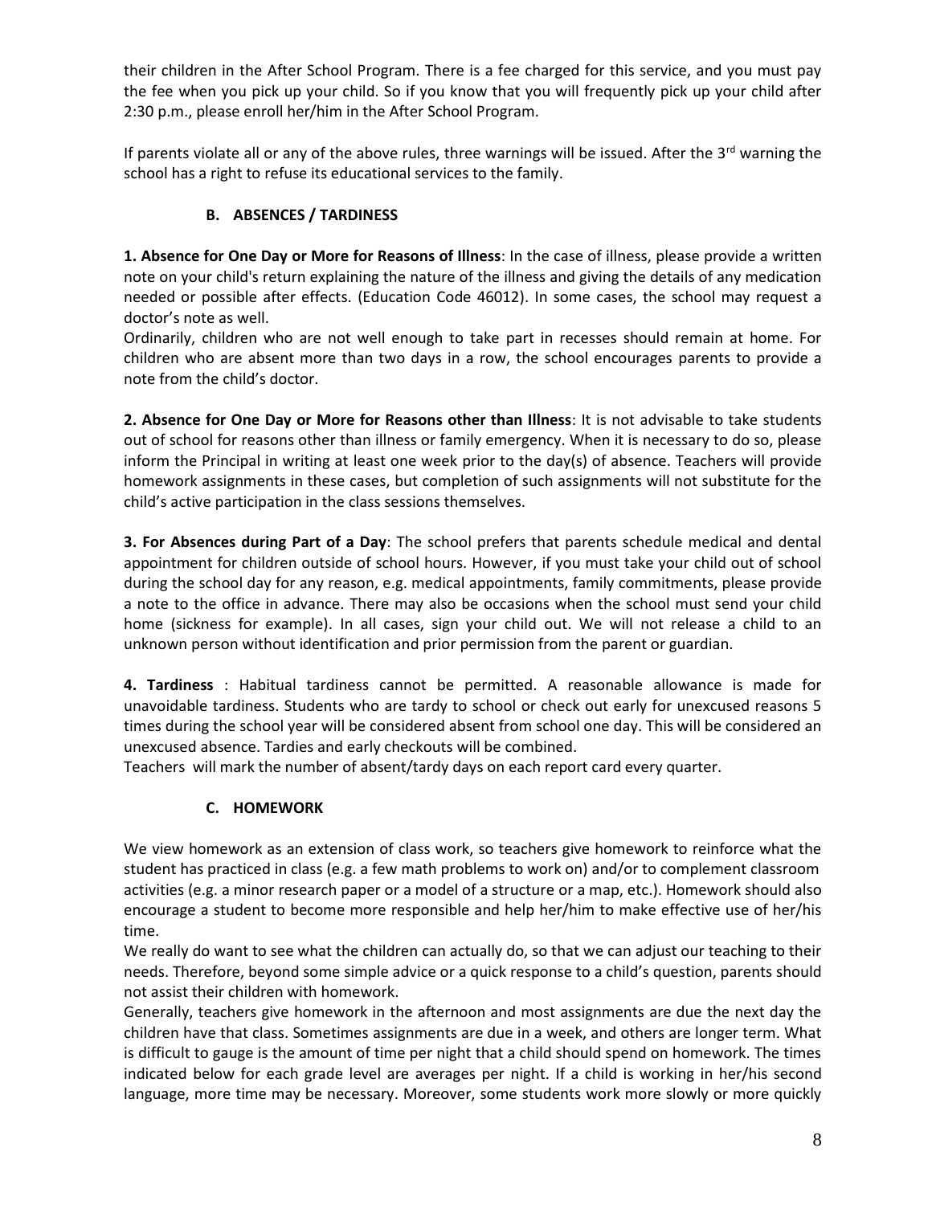their children in the After School Program. There is a fee charged for this service, and you must pay the fee when you pick up your child. So if you know that you will frequently pick up your child after 2:30 p.m., please enroll her/him in the After School Program.

If parents violate all or any of the above rules, three warnings will be issued. After the 3rd warning the school has a right to refuse its educational services to the family.

### B. ABSENCES / TARDINESS

**1. Absence for One Day or More for Reasons of Illness**: In the case of illness, please provide a written note on your child's return explaining the nature of the illness and giving the details of any medication needed or possible after effects. (Education Code 46012). In some cases, the school may request a doctor's note as well.
Ordinarily, children who are not well enough to take part in recesses should remain at home. For children who are absent more than two days in a row, the school encourages parents to provide a note from the child's doctor.

**2. Absence for One Day or More for Reasons other than Illness**: It is not advisable to take students out of school for reasons other than illness or family emergency. When it is necessary to do so, please inform the Principal in writing at least one week prior to the day(s) of absence. Teachers will provide homework assignments in these cases, but completion of such assignments will not substitute for the child's active participation in the class sessions themselves.

**3. For Absences during Part of a Day**: The school prefers that parents schedule medical and dental appointment for children outside of school hours. However, if you must take your child out of school during the school day for any reason, e.g. medical appointments, family commitments, please provide a note to the office in advance. There may also be occasions when the school must send your child home (sickness for example). In all cases, sign your child out. We will not release a child to an unknown person without identification and prior permission from the parent or guardian.

**4. Tardiness** : Habitual tardiness cannot be permitted. A reasonable allowance is made for unavoidable tardiness. Students who are tardy to school or check out early for unexcused reasons 5 times during the school year will be considered absent from school one day. This will be considered an unexcused absence. Tardies and early checkouts will be combined.
Teachers will mark the number of absent/tardy days on each report card every quarter.

### C. HOMEWORK

We view homework as an extension of class work, so teachers give homework to reinforce what the student has practiced in class (e.g. a few math problems to work on) and/or to complement classroom activities (e.g. a minor research paper or a model of a structure or a map, etc.). Homework should also encourage a student to become more responsible and help her/him to make effective use of her/his time.
We really do want to see what the children can actually do, so that we can adjust our teaching to their needs. Therefore, beyond some simple advice or a quick response to a child's question, parents should not assist their children with homework.
Generally, teachers give homework in the afternoon and most assignments are due the next day the children have that class. Sometimes assignments are due in a week, and others are longer term. What is difficult to gauge is the amount of time per night that a child should spend on homework. The times indicated below for each grade level are averages per night. If a child is working in her/his second language, more time may be necessary. Moreover, some students work more slowly or more quickly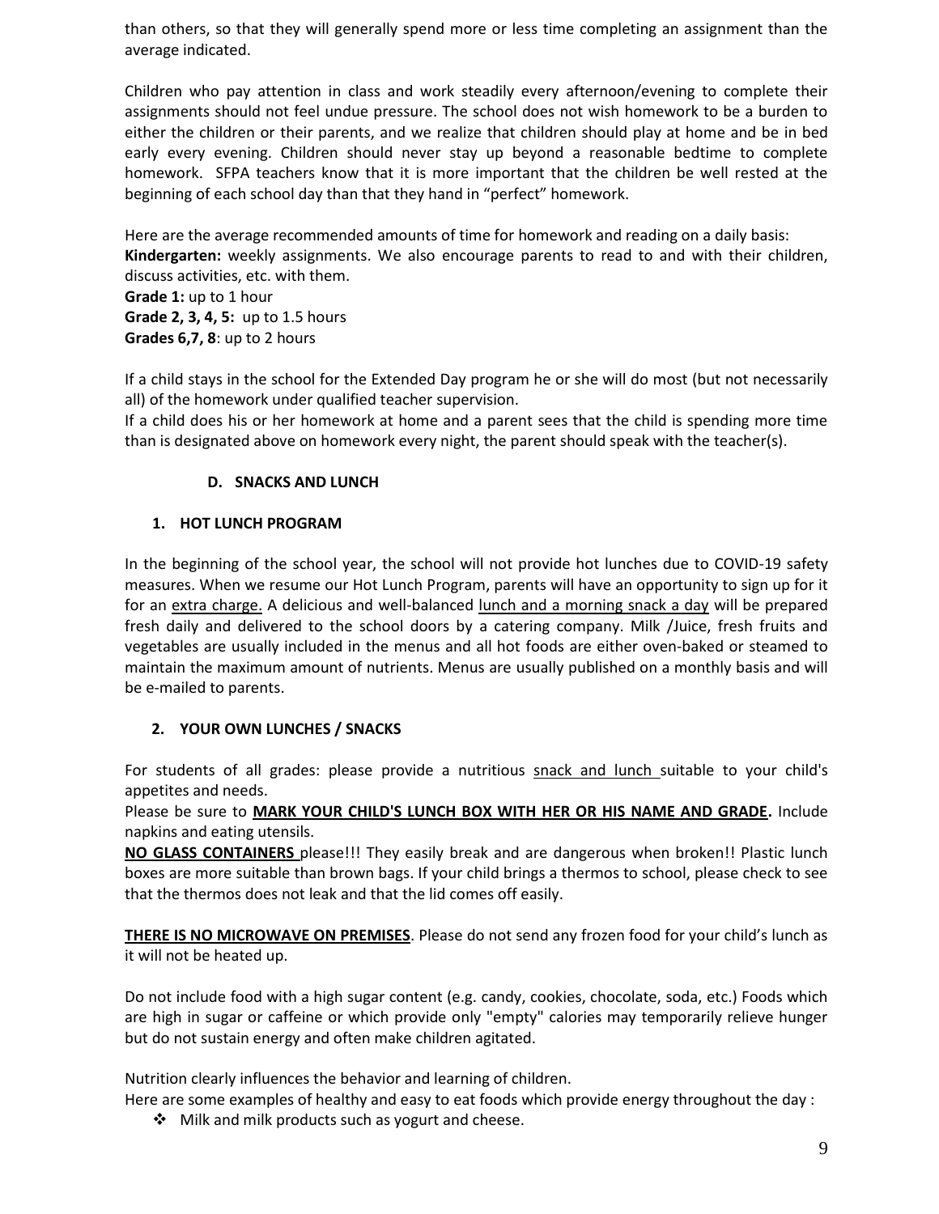than others, so that they will generally spend more or less time completing an assignment than the average indicated.

Children who pay attention in class and work steadily every afternoon/evening to complete their assignments should not feel undue pressure. The school does not wish homework to be a burden to either the children or their parents, and we realize that children should play at home and be in bed early every evening. Children should never stay up beyond a reasonable bedtime to complete homework. SFPA teachers know that it is more important that the children be well rested at the beginning of each school day than that they hand in "perfect" homework.

Here are the average recommended amounts of time for homework and reading on a daily basis:
**Kindergarten:** weekly assignments. We also encourage parents to read to and with their children, discuss activities, etc. with them.
**Grade 1:** up to 1 hour
**Grade 2, 3, 4, 5:** up to 1.5 hours
**Grades 6,7, 8**: up to 2 hours

If a child stays in the school for the Extended Day program he or she will do most (but not necessarily all) of the homework under qualified teacher supervision.
If a child does his or her homework at home and a parent sees that the child is spending more time than is designated above on homework every night, the parent should speak with the teacher(s).

### D. SNACKS AND LUNCH

#### 1. HOT LUNCH PROGRAM

In the beginning of the school year, the school will not provide hot lunches due to COVID-19 safety measures. When we resume our Hot Lunch Program, parents will have an opportunity to sign up for it for an extra charge. A delicious and well-balanced lunch and a morning snack a day will be prepared fresh daily and delivered to the school doors by a catering company. Milk /Juice, fresh fruits and vegetables are usually included in the menus and all hot foods are either oven-baked or steamed to maintain the maximum amount of nutrients. Menus are usually published on a monthly basis and will be e-mailed to parents.

#### 2. YOUR OWN LUNCHES / SNACKS

For students of all grades: please provide a nutritious snack and lunch suitable to your child's appetites and needs.
Please be sure to **MARK YOUR CHILD'S LUNCH BOX WITH HER OR HIS NAME AND GRADE.** Include napkins and eating utensils.
**NO GLASS CONTAINERS** please!!! They easily break and are dangerous when broken!! Plastic lunch boxes are more suitable than brown bags. If your child brings a thermos to school, please check to see that the thermos does not leak and that the lid comes off easily.

**THERE IS NO MICROWAVE ON PREMISES**. Please do not send any frozen food for your child's lunch as it will not be heated up.

Do not include food with a high sugar content (e.g. candy, cookies, chocolate, soda, etc.) Foods which are high in sugar or caffeine or which provide only "empty" calories may temporarily relieve hunger but do not sustain energy and often make children agitated.

Nutrition clearly influences the behavior and learning of children.
Here are some examples of healthy and easy to eat foods which provide energy throughout the day :

- Milk and milk products such as yogurt and cheese.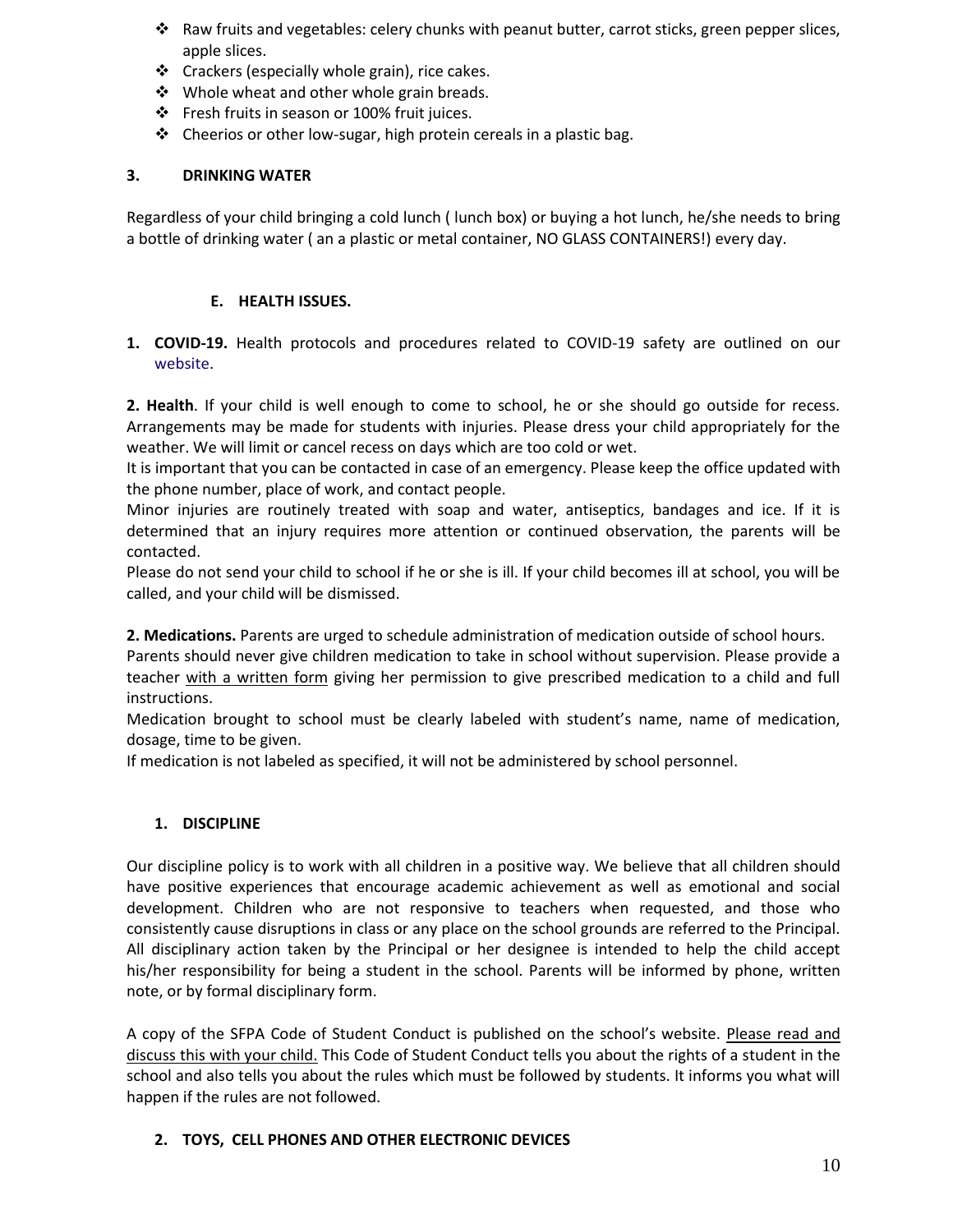- Raw fruits and vegetables: celery chunks with peanut butter, carrot sticks, green pepper slices, apple slices.
- Crackers (especially whole grain), rice cakes.
- Whole wheat and other whole grain breads.
- Fresh fruits in season or 100% fruit juices.
- Cheerios or other low-sugar, high protein cereals in a plastic bag.

### 3. DRINKING WATER

Regardless of your child bringing a cold lunch ( lunch box) or buying a hot lunch, he/she needs to bring a bottle of drinking water ( an a plastic or metal container, NO GLASS CONTAINERS!) every day.

## E. HEALTH ISSUES.

**1. COVID-19.** Health protocols and procedures related to COVID-19 safety are outlined on our website.

**2. Health**. If your child is well enough to come to school, he or she should go outside for recess. Arrangements may be made for students with injuries. Please dress your child appropriately for the weather. We will limit or cancel recess on days which are too cold or wet.
It is important that you can be contacted in case of an emergency. Please keep the office updated with the phone number, place of work, and contact people.
Minor injuries are routinely treated with soap and water, antiseptics, bandages and ice. If it is determined that an injury requires more attention or continued observation, the parents will be contacted.
Please do not send your child to school if he or she is ill. If your child becomes ill at school, you will be called, and your child will be dismissed.

**2. Medications.** Parents are urged to schedule administration of medication outside of school hours.
Parents should never give children medication to take in school without supervision. Please provide a teacher with a written form giving her permission to give prescribed medication to a child and full instructions.
Medication brought to school must be clearly labeled with student's name, name of medication, dosage, time to be given.
If medication is not labeled as specified, it will not be administered by school personnel.

### 1. DISCIPLINE

Our discipline policy is to work with all children in a positive way. We believe that all children should have positive experiences that encourage academic achievement as well as emotional and social development. Children who are not responsive to teachers when requested, and those who consistently cause disruptions in class or any place on the school grounds are referred to the Principal. All disciplinary action taken by the Principal or her designee is intended to help the child accept his/her responsibility for being a student in the school. Parents will be informed by phone, written note, or by formal disciplinary form.

A copy of the SFPA Code of Student Conduct is published on the school's website. Please read and discuss this with your child. This Code of Student Conduct tells you about the rights of a student in the school and also tells you about the rules which must be followed by students. It informs you what will happen if the rules are not followed.

### 2. TOYS, CELL PHONES AND OTHER ELECTRONIC DEVICES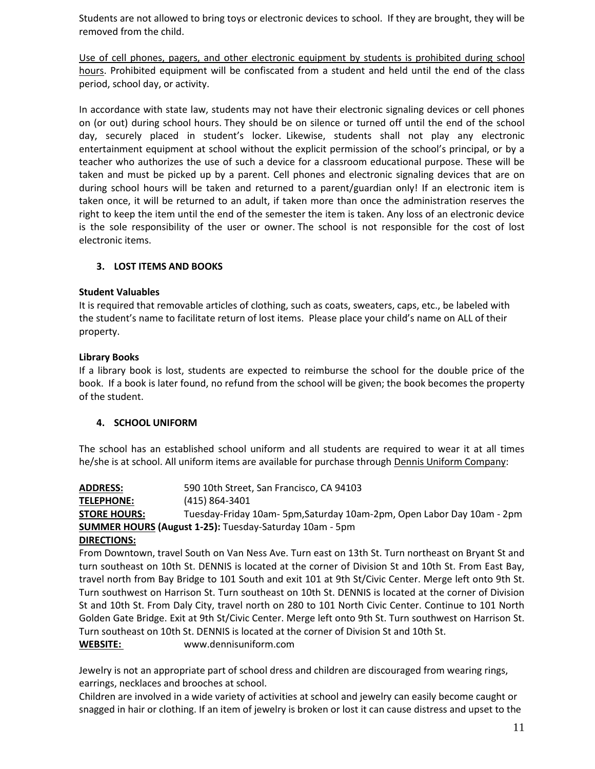Students are not allowed to bring toys or electronic devices to school. If they are brought, they will be removed from the child.

Use of cell phones, pagers, and other electronic equipment by students is prohibited during school hours. Prohibited equipment will be confiscated from a student and held until the end of the class period, school day, or activity.

In accordance with state law, students may not have their electronic signaling devices or cell phones on (or out) during school hours. They should be on silence or turned off until the end of the school day, securely placed in student's locker. Likewise, students shall not play any electronic entertainment equipment at school without the explicit permission of the school's principal, or by a teacher who authorizes the use of such a device for a classroom educational purpose. These will be taken and must be picked up by a parent. Cell phones and electronic signaling devices that are on during school hours will be taken and returned to a parent/guardian only! If an electronic item is taken once, it will be returned to an adult, if taken more than once the administration reserves the right to keep the item until the end of the semester the item is taken. Any loss of an electronic device is the sole responsibility of the user or owner. The school is not responsible for the cost of lost electronic items.

### 3. LOST ITEMS AND BOOKS

**Student Valuables**

It is required that removable articles of clothing, such as coats, sweaters, caps, etc., be labeled with the student's name to facilitate return of lost items. Please place your child's name on ALL of their property.

**Library Books**

If a library book is lost, students are expected to reimburse the school for the double price of the book. If a book is later found, no refund from the school will be given; the book becomes the property of the student.

### 4. SCHOOL UNIFORM

The school has an established school uniform and all students are required to wear it at all times he/she is at school. All uniform items are available for purchase through Dennis Uniform Company:

**ADDRESS:** 590 10th Street, San Francisco, CA 94103

**TELEPHONE:** (415) 864-3401

**STORE HOURS:** Tuesday-Friday 10am- 5pm,Saturday 10am-2pm, Open Labor Day 10am - 2pm

**SUMMER HOURS (August 1-25):** Tuesday-Saturday 10am - 5pm

**DIRECTIONS:**

From Downtown, travel South on Van Ness Ave. Turn east on 13th St. Turn northeast on Bryant St and turn southeast on 10th St. DENNIS is located at the corner of Division St and 10th St. From East Bay, travel north from Bay Bridge to 101 South and exit 101 at 9th St/Civic Center. Merge left onto 9th St. Turn southwest on Harrison St. Turn southeast on 10th St. DENNIS is located at the corner of Division St and 10th St. From Daly City, travel north on 280 to 101 North Civic Center. Continue to 101 North Golden Gate Bridge. Exit at 9th St/Civic Center. Merge left onto 9th St. Turn southwest on Harrison St. Turn southeast on 10th St. DENNIS is located at the corner of Division St and 10th St.

**WEBSITE:** www.dennisuniform.com

Jewelry is not an appropriate part of school dress and children are discouraged from wearing rings, earrings, necklaces and brooches at school.
Children are involved in a wide variety of activities at school and jewelry can easily become caught or snagged in hair or clothing. If an item of jewelry is broken or lost it can cause distress and upset to the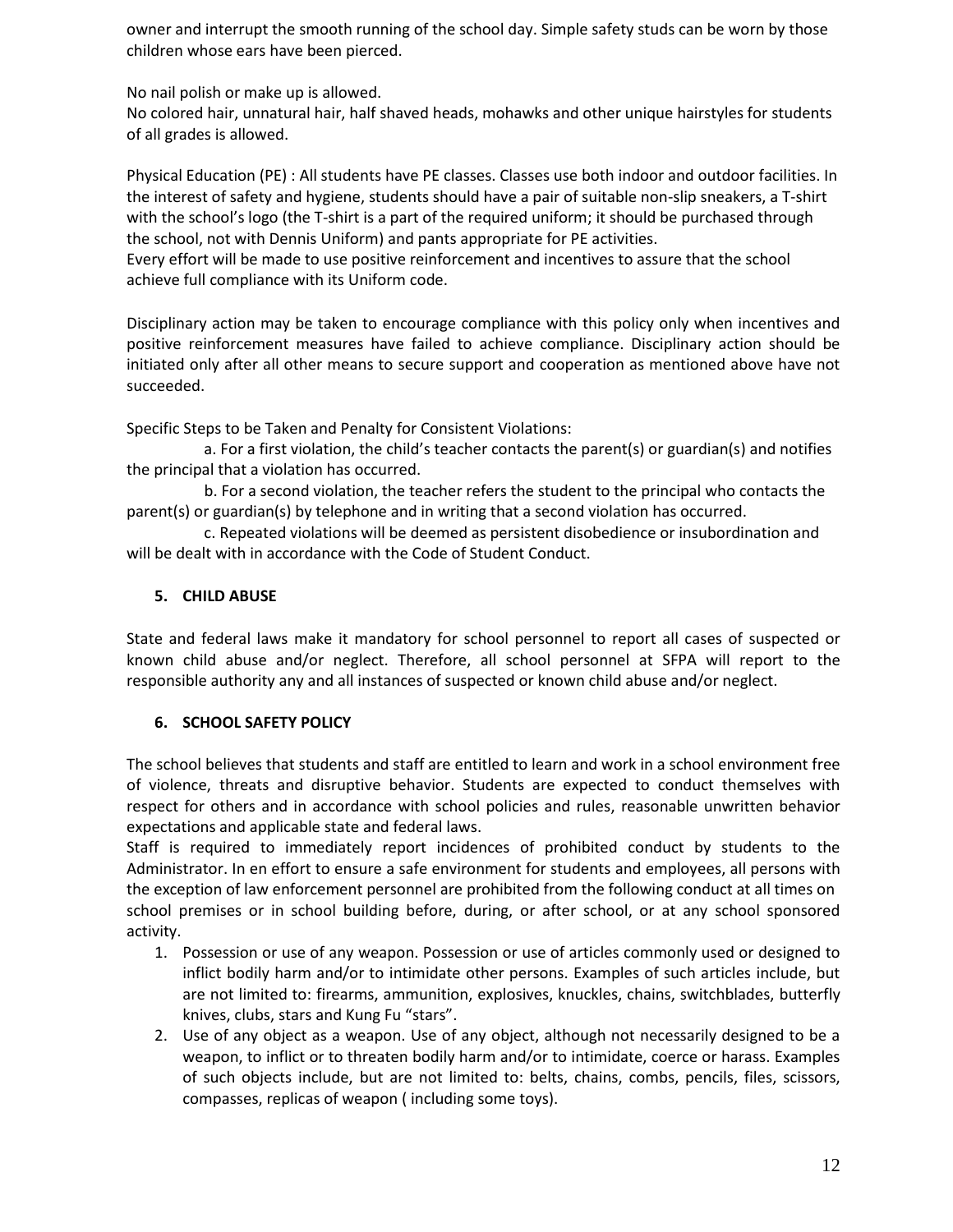owner and interrupt the smooth running of the school day. Simple safety studs can be worn by those children whose ears have been pierced.

No nail polish or make up is allowed.
No colored hair, unnatural hair, half shaved heads, mohawks and other unique hairstyles for students of all grades is allowed.

Physical Education (PE) : All students have PE classes. Classes use both indoor and outdoor facilities. In the interest of safety and hygiene, students should have a pair of suitable non-slip sneakers, a T-shirt with the school's logo (the T-shirt is a part of the required uniform; it should be purchased through the school, not with Dennis Uniform) and pants appropriate for PE activities.
Every effort will be made to use positive reinforcement and incentives to assure that the school achieve full compliance with its Uniform code.

Disciplinary action may be taken to encourage compliance with this policy only when incentives and positive reinforcement measures have failed to achieve compliance. Disciplinary action should be initiated only after all other means to secure support and cooperation as mentioned above have not succeeded.

Specific Steps to be Taken and Penalty for Consistent Violations:

a. For a first violation, the child's teacher contacts the parent(s) or guardian(s) and notifies the principal that a violation has occurred.

b. For a second violation, the teacher refers the student to the principal who contacts the parent(s) or guardian(s) by telephone and in writing that a second violation has occurred.

c. Repeated violations will be deemed as persistent disobedience or insubordination and will be dealt with in accordance with the Code of Student Conduct.

## 5. CHILD ABUSE

State and federal laws make it mandatory for school personnel to report all cases of suspected or known child abuse and/or neglect. Therefore, all school personnel at SFPA will report to the responsible authority any and all instances of suspected or known child abuse and/or neglect.

## 6. SCHOOL SAFETY POLICY

The school believes that students and staff are entitled to learn and work in a school environment free of violence, threats and disruptive behavior. Students are expected to conduct themselves with respect for others and in accordance with school policies and rules, reasonable unwritten behavior expectations and applicable state and federal laws.
Staff is required to immediately report incidences of prohibited conduct by students to the Administrator. In en effort to ensure a safe environment for students and employees, all persons with the exception of law enforcement personnel are prohibited from the following conduct at all times on school premises or in school building before, during, or after school, or at any school sponsored activity.

1. Possession or use of any weapon. Possession or use of articles commonly used or designed to inflict bodily harm and/or to intimidate other persons. Examples of such articles include, but are not limited to: firearms, ammunition, explosives, knuckles, chains, switchblades, butterfly knives, clubs, stars and Kung Fu "stars".
2. Use of any object as a weapon. Use of any object, although not necessarily designed to be a weapon, to inflict or to threaten bodily harm and/or to intimidate, coerce or harass. Examples of such objects include, but are not limited to: belts, chains, combs, pencils, files, scissors, compasses, replicas of weapon ( including some toys).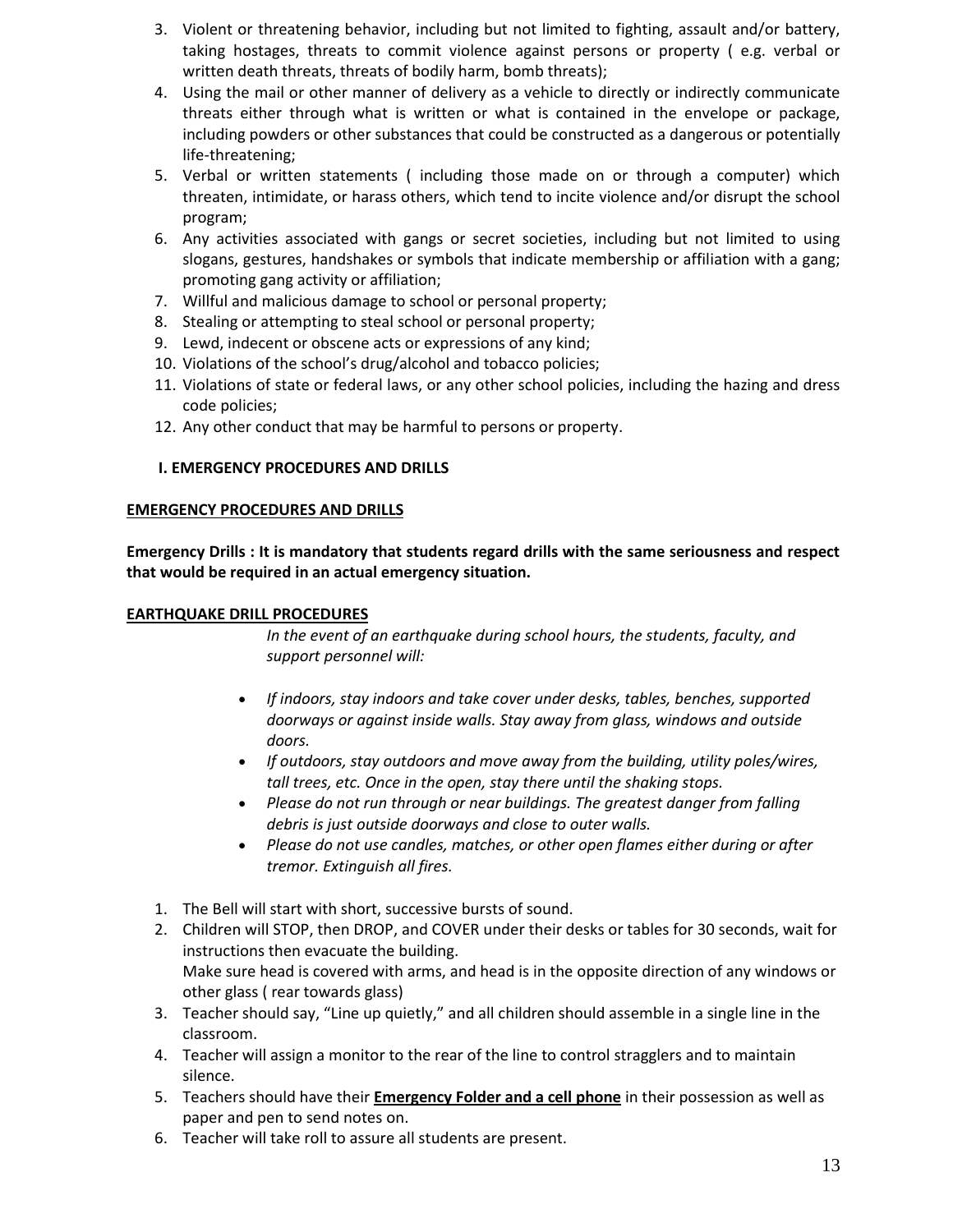3. Violent or threatening behavior, including but not limited to fighting, assault and/or battery, taking hostages, threats to commit violence against persons or property ( e.g. verbal or written death threats, threats of bodily harm, bomb threats);
4. Using the mail or other manner of delivery as a vehicle to directly or indirectly communicate threats either through what is written or what is contained in the envelope or package, including powders or other substances that could be constructed as a dangerous or potentially life-threatening;
5. Verbal or written statements ( including those made on or through a computer) which threaten, intimidate, or harass others, which tend to incite violence and/or disrupt the school program;
6. Any activities associated with gangs or secret societies, including but not limited to using slogans, gestures, handshakes or symbols that indicate membership or affiliation with a gang; promoting gang activity or affiliation;
7. Willful and malicious damage to school or personal property;
8. Stealing or attempting to steal school or personal property;
9. Lewd, indecent or obscene acts or expressions of any kind;
10. Violations of the school's drug/alcohol and tobacco policies;
11. Violations of state or federal laws, or any other school policies, including the hazing and dress code policies;
12. Any other conduct that may be harmful to persons or property.

## I. EMERGENCY PROCEDURES AND DRILLS

**EMERGENCY PROCEDURES AND DRILLS**

**Emergency Drills : It is mandatory that students regard drills with the same seriousness and respect that would be required in an actual emergency situation.**

**EARTHQUAKE DRILL PROCEDURES**

*In the event of an earthquake during school hours, the students, faculty, and support personnel will:*

- *If indoors, stay indoors and take cover under desks, tables, benches, supported doorways or against inside walls. Stay away from glass, windows and outside doors.*
- *If outdoors, stay outdoors and move away from the building, utility poles/wires, tall trees, etc. Once in the open, stay there until the shaking stops.*
- *Please do not run through or near buildings. The greatest danger from falling debris is just outside doorways and close to outer walls.*
- *Please do not use candles, matches, or other open flames either during or after tremor. Extinguish all fires.*

1. The Bell will start with short, successive bursts of sound.
2. Children will STOP, then DROP, and COVER under their desks or tables for 30 seconds, wait for instructions then evacuate the building.
   Make sure head is covered with arms, and head is in the opposite direction of any windows or other glass ( rear towards glass)
3. Teacher should say, "Line up quietly," and all children should assemble in a single line in the classroom.
4. Teacher will assign a monitor to the rear of the line to control stragglers and to maintain silence.
5. Teachers should have their **Emergency Folder and a cell phone** in their possession as well as paper and pen to send notes on.
6. Teacher will take roll to assure all students are present.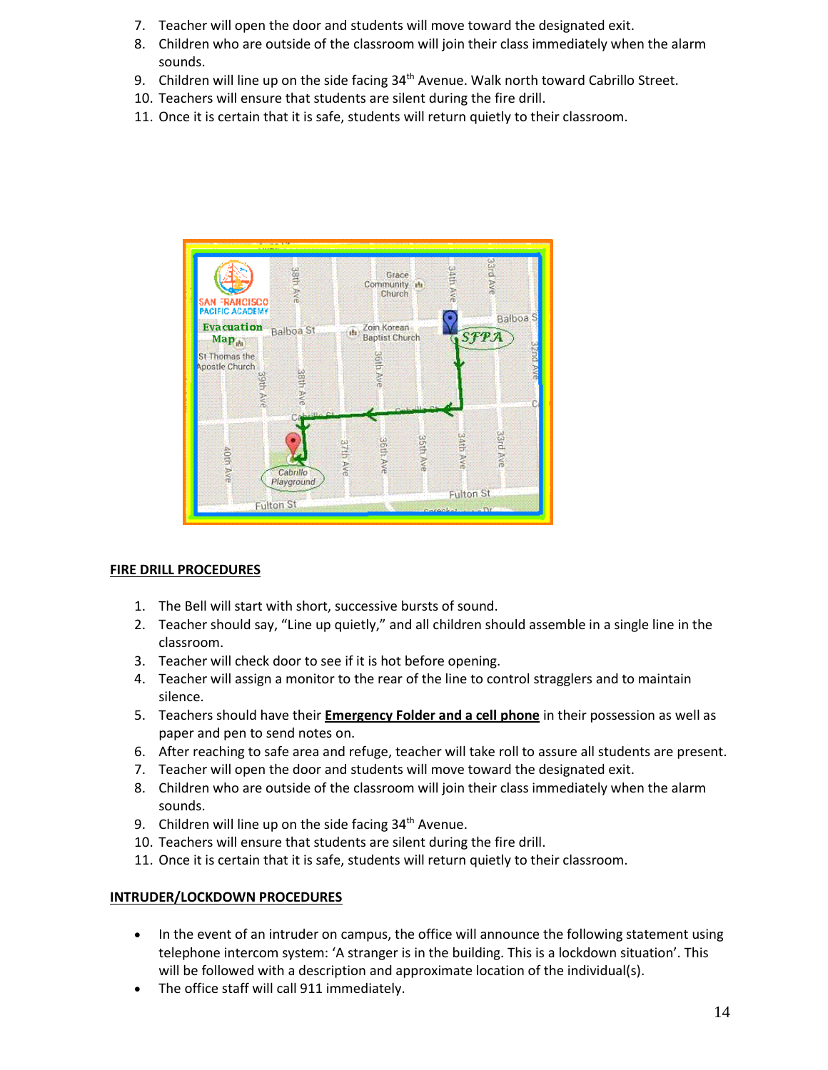7. Teacher will open the door and students will move toward the designated exit.
8. Children who are outside of the classroom will join their class immediately when the alarm sounds.
9. Children will line up on the side facing 34th Avenue. Walk north toward Cabrillo Street.
10. Teachers will ensure that students are silent during the fire drill.
11. Once it is certain that it is safe, students will return quietly to their classroom.

<u>**FIRE DRILL PROCEDURES**</u>

1. The Bell will start with short, successive bursts of sound.
2. Teacher should say, "Line up quietly," and all children should assemble in a single line in the classroom.
3. Teacher will check door to see if it is hot before opening.
4. Teacher will assign a monitor to the rear of the line to control stragglers and to maintain silence.
5. Teachers should have their **<u>Emergency Folder and a cell phone</u>** in their possession as well as paper and pen to send notes on.
6. After reaching to safe area and refuge, teacher will take roll to assure all students are present.
7. Teacher will open the door and students will move toward the designated exit.
8. Children who are outside of the classroom will join their class immediately when the alarm sounds.
9. Children will line up on the side facing 34th Avenue.
10. Teachers will ensure that students are silent during the fire drill.
11. Once it is certain that it is safe, students will return quietly to their classroom.

<u>**INTRUDER/LOCKDOWN PROCEDURES**</u>

- In the event of an intruder on campus, the office will announce the following statement using telephone intercom system: 'A stranger is in the building. This is a lockdown situation'. This will be followed with a description and approximate location of the individual(s).
- The office staff will call 911 immediately.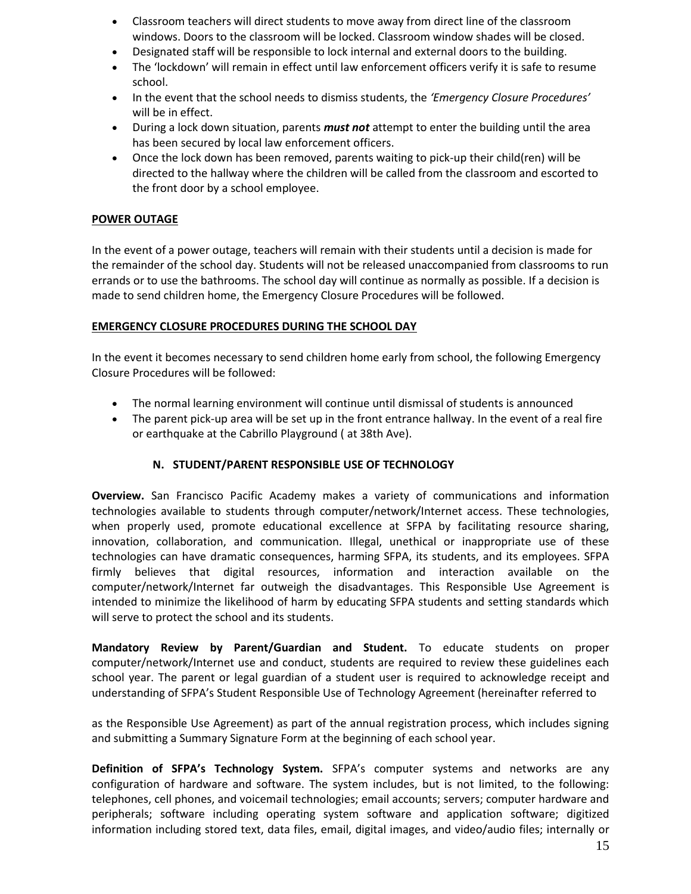- Classroom teachers will direct students to move away from direct line of the classroom windows. Doors to the classroom will be locked. Classroom window shades will be closed.
- Designated staff will be responsible to lock internal and external doors to the building.
- The 'lockdown' will remain in effect until law enforcement officers verify it is safe to resume school.
- In the event that the school needs to dismiss students, the *'Emergency Closure Procedures'* will be in effect.
- During a lock down situation, parents ***must not*** attempt to enter the building until the area has been secured by local law enforcement officers.
- Once the lock down has been removed, parents waiting to pick-up their child(ren) will be directed to the hallway where the children will be called from the classroom and escorted to the front door by a school employee.

**POWER OUTAGE**

In the event of a power outage, teachers will remain with their students until a decision is made for the remainder of the school day. Students will not be released unaccompanied from classrooms to run errands or to use the bathrooms. The school day will continue as normally as possible. If a decision is made to send children home, the Emergency Closure Procedures will be followed.

**EMERGENCY CLOSURE PROCEDURES DURING THE SCHOOL DAY**

In the event it becomes necessary to send children home early from school, the following Emergency Closure Procedures will be followed:

- The normal learning environment will continue until dismissal of students is announced
- The parent pick-up area will be set up in the front entrance hallway. In the event of a real fire or earthquake at the Cabrillo Playground ( at 38th Ave).

## N. STUDENT/PARENT RESPONSIBLE USE OF TECHNOLOGY

**Overview.** San Francisco Pacific Academy makes a variety of communications and information technologies available to students through computer/network/Internet access. These technologies, when properly used, promote educational excellence at SFPA by facilitating resource sharing, innovation, collaboration, and communication. Illegal, unethical or inappropriate use of these technologies can have dramatic consequences, harming SFPA, its students, and its employees. SFPA firmly believes that digital resources, information and interaction available on the computer/network/Internet far outweigh the disadvantages. This Responsible Use Agreement is intended to minimize the likelihood of harm by educating SFPA students and setting standards which will serve to protect the school and its students.

**Mandatory Review by Parent/Guardian and Student.** To educate students on proper computer/network/Internet use and conduct, students are required to review these guidelines each school year. The parent or legal guardian of a student user is required to acknowledge receipt and understanding of SFPA's Student Responsible Use of Technology Agreement (hereinafter referred to as the Responsible Use Agreement) as part of the annual registration process, which includes signing and submitting a Summary Signature Form at the beginning of each school year.

**Definition of SFPA's Technology System.** SFPA's computer systems and networks are any configuration of hardware and software. The system includes, but is not limited, to the following: telephones, cell phones, and voicemail technologies; email accounts; servers; computer hardware and peripherals; software including operating system software and application software; digitized information including stored text, data files, email, digital images, and video/audio files; internally or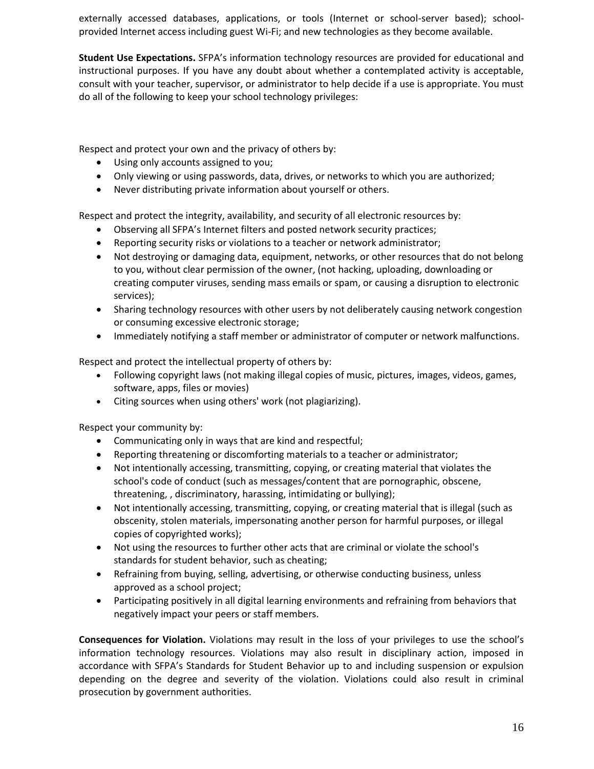externally accessed databases, applications, or tools (Internet or school-server based); school-provided Internet access including guest Wi-Fi; and new technologies as they become available.

**Student Use Expectations.** SFPA's information technology resources are provided for educational and instructional purposes. If you have any doubt about whether a contemplated activity is acceptable, consult with your teacher, supervisor, or administrator to help decide if a use is appropriate. You must do all of the following to keep your school technology privileges:

Respect and protect your own and the privacy of others by:

- Using only accounts assigned to you;
- Only viewing or using passwords, data, drives, or networks to which you are authorized;
- Never distributing private information about yourself or others.

Respect and protect the integrity, availability, and security of all electronic resources by:

- Observing all SFPA's Internet filters and posted network security practices;
- Reporting security risks or violations to a teacher or network administrator;
- Not destroying or damaging data, equipment, networks, or other resources that do not belong to you, without clear permission of the owner, (not hacking, uploading, downloading or creating computer viruses, sending mass emails or spam, or causing a disruption to electronic services);
- Sharing technology resources with other users by not deliberately causing network congestion or consuming excessive electronic storage;
- Immediately notifying a staff member or administrator of computer or network malfunctions.

Respect and protect the intellectual property of others by:

- Following copyright laws (not making illegal copies of music, pictures, images, videos, games, software, apps, files or movies)
- Citing sources when using others' work (not plagiarizing).

Respect your community by:

- Communicating only in ways that are kind and respectful;
- Reporting threatening or discomforting materials to a teacher or administrator;
- Not intentionally accessing, transmitting, copying, or creating material that violates the school's code of conduct (such as messages/content that are pornographic, obscene, threatening, , discriminatory, harassing, intimidating or bullying);
- Not intentionally accessing, transmitting, copying, or creating material that is illegal (such as obscenity, stolen materials, impersonating another person for harmful purposes, or illegal copies of copyrighted works);
- Not using the resources to further other acts that are criminal or violate the school's standards for student behavior, such as cheating;
- Refraining from buying, selling, advertising, or otherwise conducting business, unless approved as a school project;
- Participating positively in all digital learning environments and refraining from behaviors that negatively impact your peers or staff members.

**Consequences for Violation.** Violations may result in the loss of your privileges to use the school's information technology resources. Violations may also result in disciplinary action, imposed in accordance with SFPA's Standards for Student Behavior up to and including suspension or expulsion depending on the degree and severity of the violation. Violations could also result in criminal prosecution by government authorities.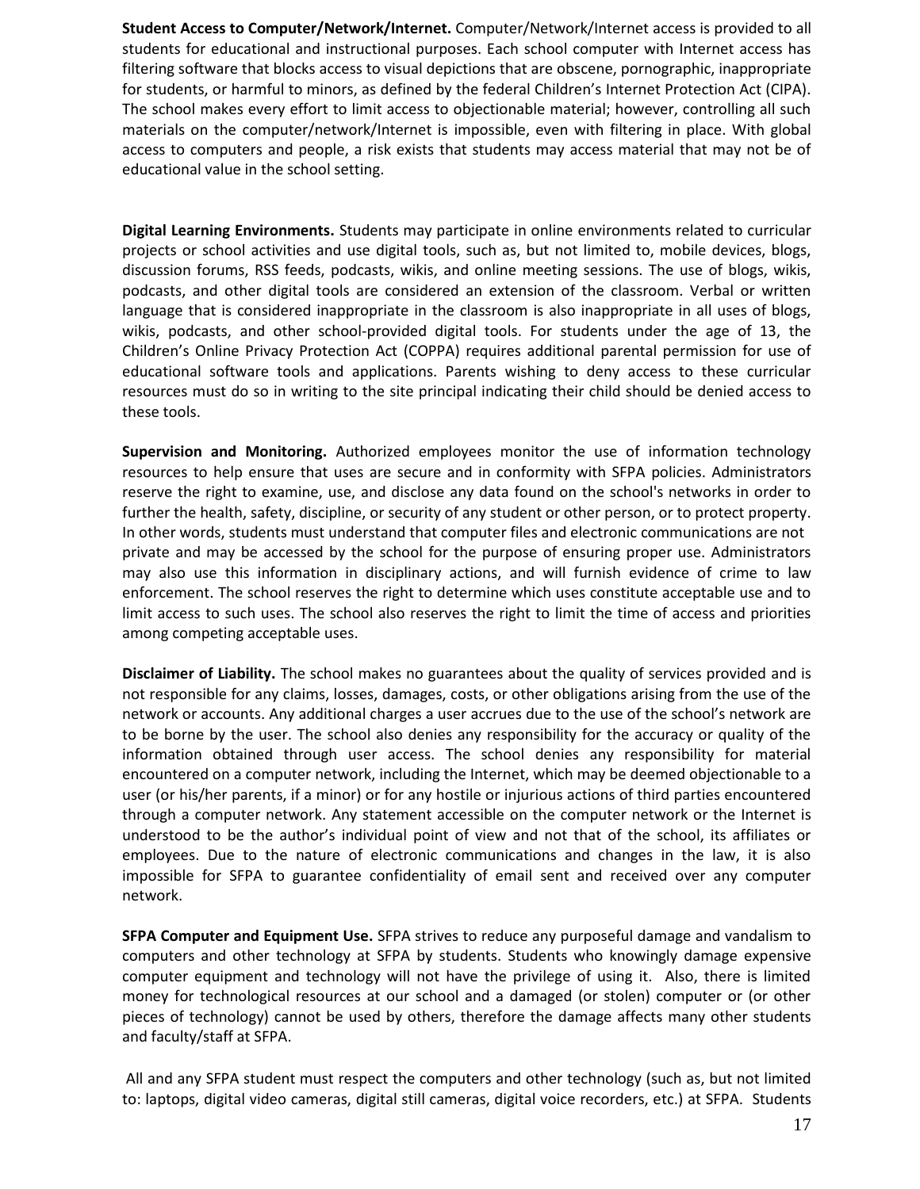**Student Access to Computer/Network/Internet.** Computer/Network/Internet access is provided to all students for educational and instructional purposes. Each school computer with Internet access has filtering software that blocks access to visual depictions that are obscene, pornographic, inappropriate for students, or harmful to minors, as defined by the federal Children's Internet Protection Act (CIPA). The school makes every effort to limit access to objectionable material; however, controlling all such materials on the computer/network/Internet is impossible, even with filtering in place. With global access to computers and people, a risk exists that students may access material that may not be of educational value in the school setting.

**Digital Learning Environments.** Students may participate in online environments related to curricular projects or school activities and use digital tools, such as, but not limited to, mobile devices, blogs, discussion forums, RSS feeds, podcasts, wikis, and online meeting sessions. The use of blogs, wikis, podcasts, and other digital tools are considered an extension of the classroom. Verbal or written language that is considered inappropriate in the classroom is also inappropriate in all uses of blogs, wikis, podcasts, and other school-provided digital tools. For students under the age of 13, the Children's Online Privacy Protection Act (COPPA) requires additional parental permission for use of educational software tools and applications. Parents wishing to deny access to these curricular resources must do so in writing to the site principal indicating their child should be denied access to these tools.

**Supervision and Monitoring.** Authorized employees monitor the use of information technology resources to help ensure that uses are secure and in conformity with SFPA policies. Administrators reserve the right to examine, use, and disclose any data found on the school's networks in order to further the health, safety, discipline, or security of any student or other person, or to protect property. In other words, students must understand that computer files and electronic communications are not private and may be accessed by the school for the purpose of ensuring proper use. Administrators may also use this information in disciplinary actions, and will furnish evidence of crime to law enforcement. The school reserves the right to determine which uses constitute acceptable use and to limit access to such uses. The school also reserves the right to limit the time of access and priorities among competing acceptable uses.

**Disclaimer of Liability.** The school makes no guarantees about the quality of services provided and is not responsible for any claims, losses, damages, costs, or other obligations arising from the use of the network or accounts. Any additional charges a user accrues due to the use of the school's network are to be borne by the user. The school also denies any responsibility for the accuracy or quality of the information obtained through user access. The school denies any responsibility for material encountered on a computer network, including the Internet, which may be deemed objectionable to a user (or his/her parents, if a minor) or for any hostile or injurious actions of third parties encountered through a computer network. Any statement accessible on the computer network or the Internet is understood to be the author's individual point of view and not that of the school, its affiliates or employees. Due to the nature of electronic communications and changes in the law, it is also impossible for SFPA to guarantee confidentiality of email sent and received over any computer network.

**SFPA Computer and Equipment Use.** SFPA strives to reduce any purposeful damage and vandalism to computers and other technology at SFPA by students. Students who knowingly damage expensive computer equipment and technology will not have the privilege of using it. Also, there is limited money for technological resources at our school and a damaged (or stolen) computer or (or other pieces of technology) cannot be used by others, therefore the damage affects many other students and faculty/staff at SFPA.

All and any SFPA student must respect the computers and other technology (such as, but not limited to: laptops, digital video cameras, digital still cameras, digital voice recorders, etc.) at SFPA. Students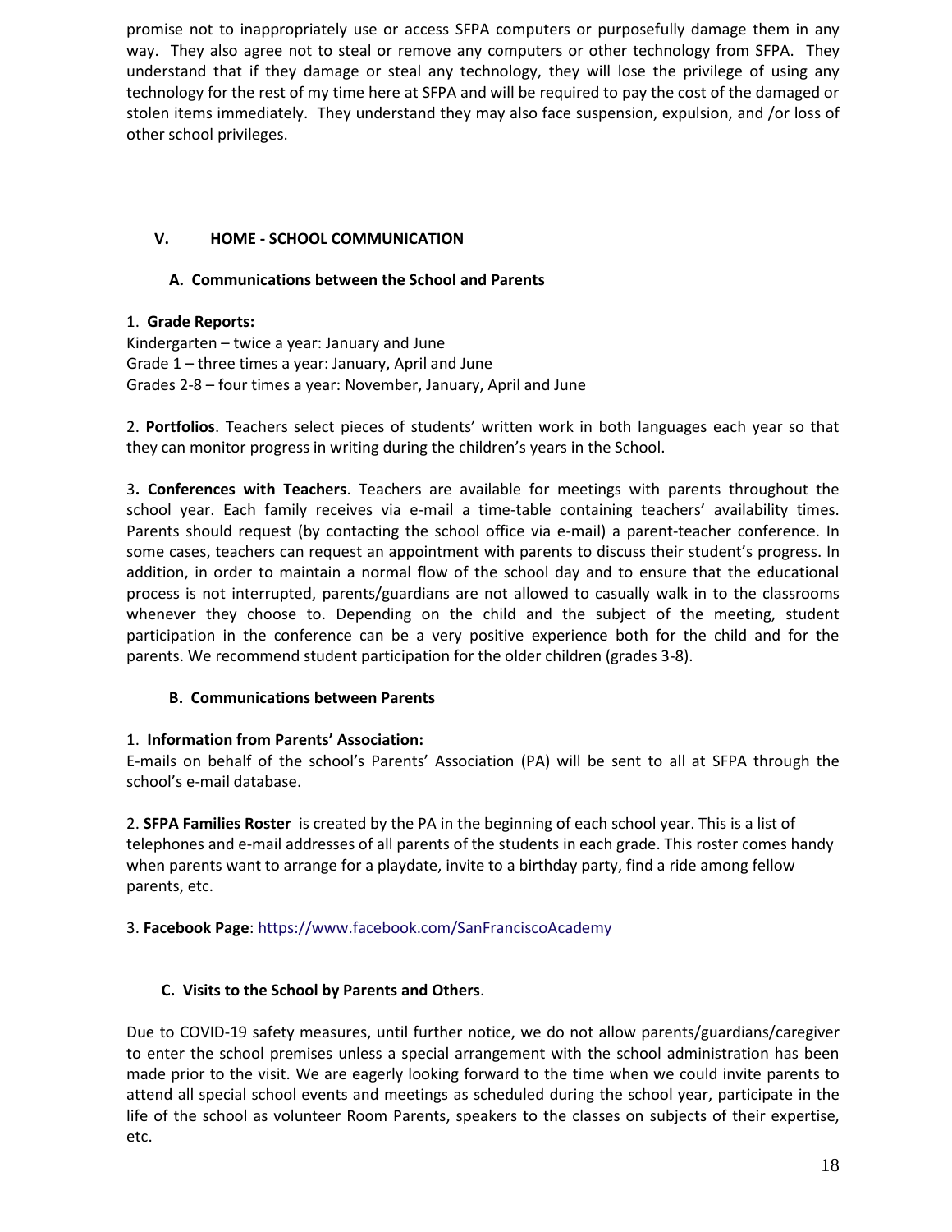promise not to inappropriately use or access SFPA computers or purposefully damage them in any way. They also agree not to steal or remove any computers or other technology from SFPA. They understand that if they damage or steal any technology, they will lose the privilege of using any technology for the rest of my time here at SFPA and will be required to pay the cost of the damaged or stolen items immediately. They understand they may also face suspension, expulsion, and /or loss of other school privileges.

## V. HOME - SCHOOL COMMUNICATION

### A. Communications between the School and Parents

1. **Grade Reports:**
Kindergarten – twice a year: January and June
Grade 1 – three times a year: January, April and June
Grades 2-8 – four times a year: November, January, April and June

2. **Portfolios**. Teachers select pieces of students' written work in both languages each year so that they can monitor progress in writing during the children's years in the School.

3**. Conferences with Teachers**. Teachers are available for meetings with parents throughout the school year. Each family receives via e-mail a time-table containing teachers' availability times. Parents should request (by contacting the school office via e-mail) a parent-teacher conference. In some cases, teachers can request an appointment with parents to discuss their student's progress. In addition, in order to maintain a normal flow of the school day and to ensure that the educational process is not interrupted, parents/guardians are not allowed to casually walk in to the classrooms whenever they choose to. Depending on the child and the subject of the meeting, student participation in the conference can be a very positive experience both for the child and for the parents. We recommend student participation for the older children (grades 3-8).

### B. Communications between Parents

1. **Information from Parents' Association:**
E-mails on behalf of the school's Parents' Association (PA) will be sent to all at SFPA through the school's e-mail database.

2. **SFPA Families Roster** is created by the PA in the beginning of each school year. This is a list of telephones and e-mail addresses of all parents of the students in each grade. This roster comes handy when parents want to arrange for a playdate, invite to a birthday party, find a ride among fellow parents, etc.

3. **Facebook Page**: https://www.facebook.com/SanFranciscoAcademy

### C. Visits to the School by Parents and Others.

Due to COVID-19 safety measures, until further notice, we do not allow parents/guardians/caregiver to enter the school premises unless a special arrangement with the school administration has been made prior to the visit. We are eagerly looking forward to the time when we could invite parents to attend all special school events and meetings as scheduled during the school year, participate in the life of the school as volunteer Room Parents, speakers to the classes on subjects of their expertise, etc.